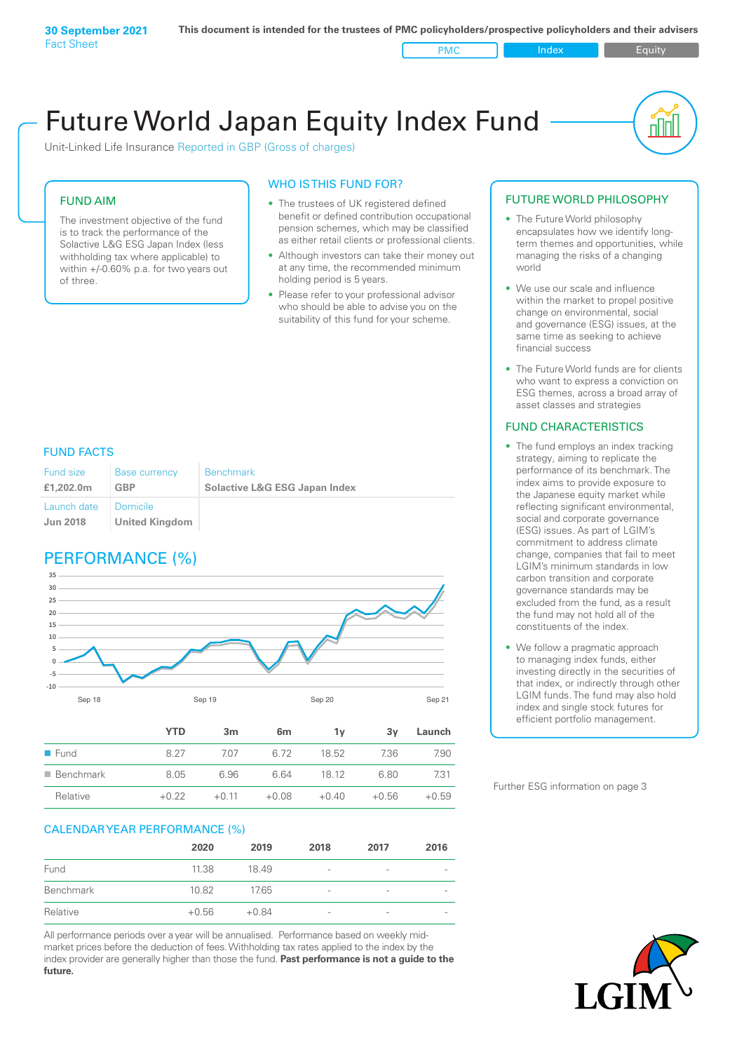**30 September 2021**
Fact Sheet

**This document is intended for the trustees of PMC policyholders/prospective policyholders and their advisers**

PMC | Index | Equity

# Future World Japan Equity Index Fund

Unit-Linked Life Insurance Reported in GBP (Gross of charges)

## FUND AIM

The investment objective of the fund is to track the performance of the Solactive L&G ESG Japan Index (less withholding tax where applicable) to within +/-0.60% p.a. for two years out of three.

## WHO IS THIS FUND FOR?

- The trustees of UK registered defined benefit or defined contribution occupational pension schemes, which may be classified as either retail clients or professional clients.
- Although investors can take their money out at any time, the recommended minimum holding period is 5 years.
- Please refer to your professional advisor who should be able to advise you on the suitability of this fund for your scheme.

## FUND FACTS

| Fund size | Base currency | Benchmark |
|---|---|---|
| **£1,202.0m** | **GBP** | **Solactive L&G ESG Japan Index** |
| Launch date | Domicile | |
| **Jun 2018** | **United Kingdom** | |

## PERFORMANCE (%)

| | YTD | 3m | 6m | 1y | 3y | Launch |
|---|---|---|---|---|---|---|
| Fund | 8.27 | 7.07 | 6.72 | 18.52 | 7.36 | 7.90 |
| Benchmark | 8.05 | 6.96 | 6.64 | 18.12 | 6.80 | 7.31 |
| Relative | +0.22 | +0.11 | +0.08 | +0.40 | +0.56 | +0.59 |

## CALENDAR YEAR PERFORMANCE (%)

| | 2020 | 2019 | 2018 | 2017 | 2016 |
|---|---|---|---|---|---|
| Fund | 11.38 | 18.49 | - | - | - |
| Benchmark | 10.82 | 17.65 | - | - | - |
| Relative | +0.56 | +0.84 | - | - | - |

All performance periods over a year will be annualised. Performance based on weekly mid-market prices before the deduction of fees. Withholding tax rates applied to the index by the index provider are generally higher than those the fund. **Past performance is not a guide to the future.**

## FUTURE WORLD PHILOSOPHY

- The Future World philosophy encapsulates how we identify long-term themes and opportunities, while managing the risks of a changing world
- We use our scale and influence within the market to propel positive change on environmental, social and governance (ESG) issues, at the same time as seeking to achieve financial success
- The Future World funds are for clients who want to express a conviction on ESG themes, across a broad array of asset classes and strategies

## FUND CHARACTERISTICS

- The fund employs an index tracking strategy, aiming to replicate the performance of its benchmark. The index aims to provide exposure to the Japanese equity market while reflecting significant environmental, social and corporate governance (ESG) issues. As part of LGIM's commitment to address climate change, companies that fail to meet LGIM's minimum standards in low carbon transition and corporate governance standards may be excluded from the fund, as a result the fund may not hold all of the constituents of the index.
- We follow a pragmatic approach to managing index funds, either investing directly in the securities of that index, or indirectly through other LGIM funds. The fund may also hold index and single stock futures for efficient portfolio management.

Further ESG information on page 3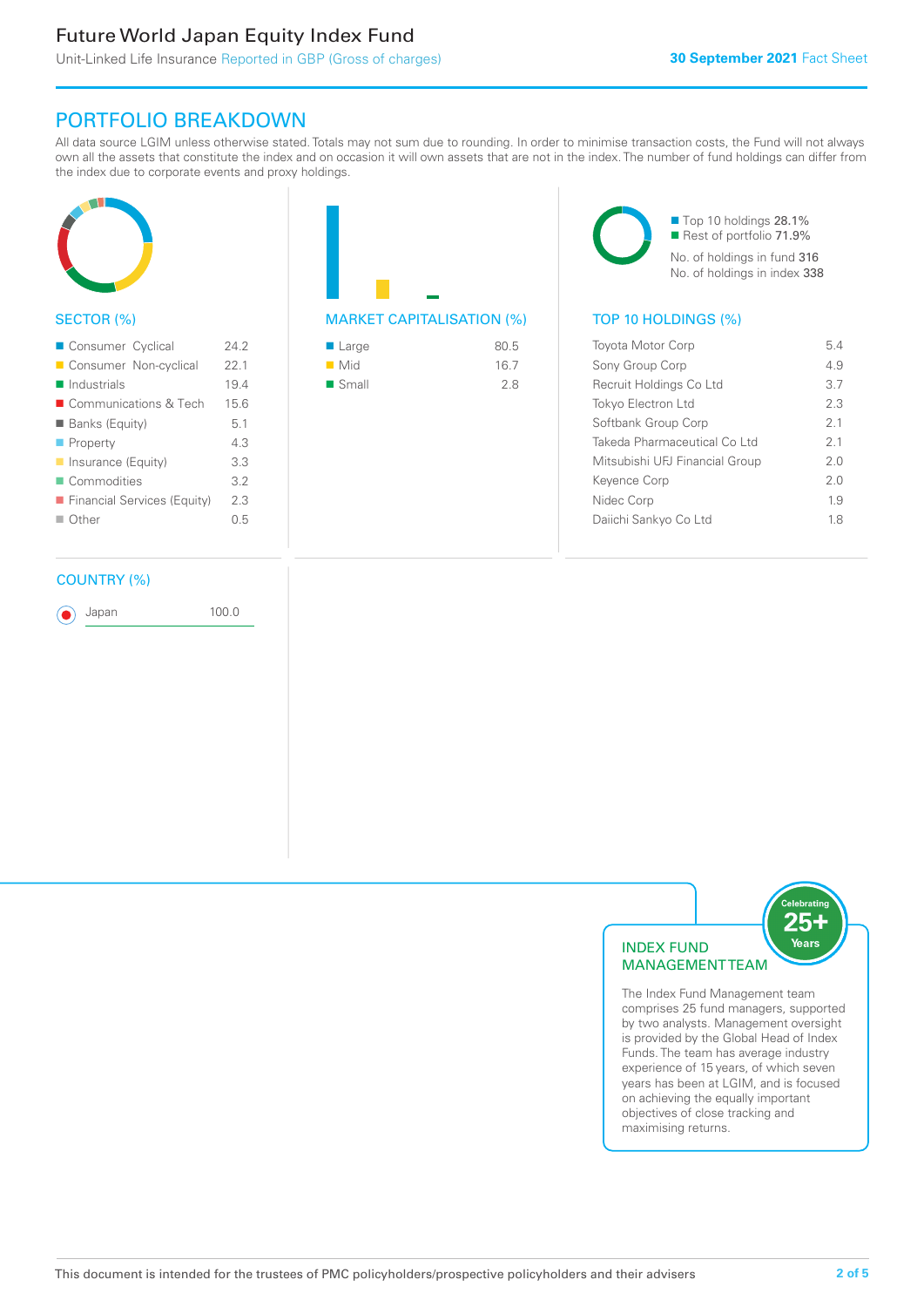## PORTFOLIO BREAKDOWN

All data source LGIM unless otherwise stated. Totals may not sum due to rounding. In order to minimise transaction costs, the Fund will not always own all the assets that constitute the index and on occasion it will own assets that are not in the index. The number of fund holdings can differ from the index due to corporate events and proxy holdings.

### SECTOR (%)

| Sector | % |
|---|---|
| Consumer Cyclical | 24.2 |
| Consumer Non-cyclical | 22.1 |
| Industrials | 19.4 |
| Communications & Tech | 15.6 |
| Banks (Equity) | 5.1 |
| Property | 4.3 |
| Insurance (Equity) | 3.3 |
| Commodities | 3.2 |
| Financial Services (Equity) | 2.3 |
| Other | 0.5 |

### MARKET CAPITALISATION (%)

| Market Cap | % |
|---|---|
| Large | 80.5 |
| Mid | 16.7 |
| Small | 2.8 |

Top 10 holdings 28.1%
Rest of portfolio 71.9%
No. of holdings in fund 316
No. of holdings in index 338

### TOP 10 HOLDINGS (%)

| Holding | % |
|---|---|
| Toyota Motor Corp | 5.4 |
| Sony Group Corp | 4.9 |
| Recruit Holdings Co Ltd | 3.7 |
| Tokyo Electron Ltd | 2.3 |
| Softbank Group Corp | 2.1 |
| Takeda Pharmaceutical Co Ltd | 2.1 |
| Mitsubishi UFJ Financial Group | 2.0 |
| Keyence Corp | 2.0 |
| Nidec Corp | 1.9 |
| Daiichi Sankyo Co Ltd | 1.8 |

### COUNTRY (%)

| Country | % |
|---|---|
| Japan | 100.0 |

### INDEX FUND MANAGEMENT TEAM

Celebrating 25+ Years

The Index Fund Management team comprises 25 fund managers, supported by two analysts. Management oversight is provided by the Global Head of Index Funds. The team has average industry experience of 15 years, of which seven years has been at LGIM, and is focused on achieving the equally important objectives of close tracking and maximising returns.

This document is intended for the trustees of PMC policyholders/prospective policyholders and their advisers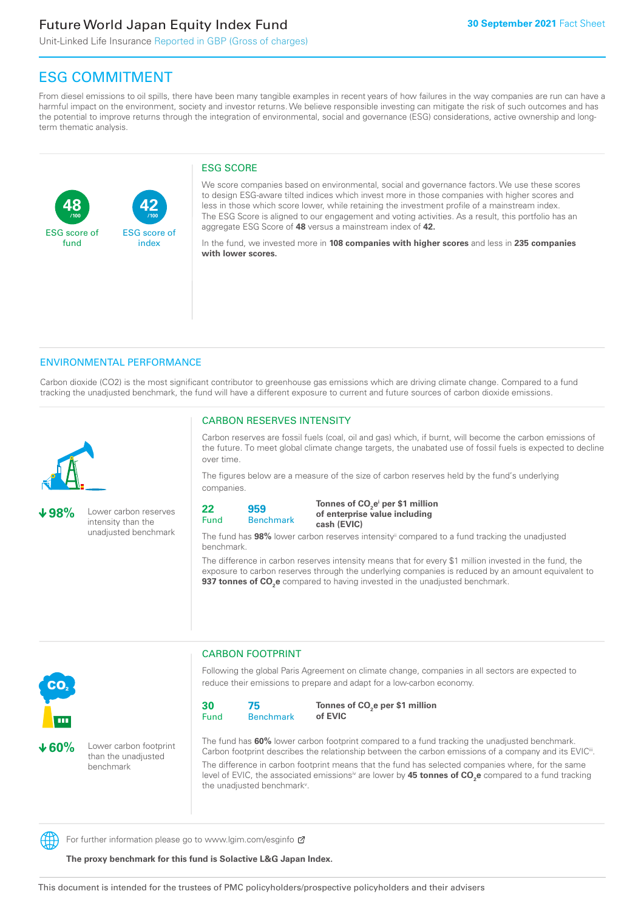# Future World Japan Equity Index Fund

Unit-Linked Life Insurance Reported in GBP (Gross of charges)

**30 September 2021** Fact Sheet

## ESG COMMITMENT

From diesel emissions to oil spills, there have been many tangible examples in recent years of how failures in the way companies are run can have a harmful impact on the environment, society and investor returns. We believe responsible investing can mitigate the risk of such outcomes and has the potential to improve returns through the integration of environmental, social and governance (ESG) considerations, active ownership and long-term thematic analysis.

**48** /100 ESG score of fund

**42** /100 ESG score of index

### ESG SCORE

We score companies based on environmental, social and governance factors. We use these scores to design ESG-aware tilted indices which invest more in those companies with higher scores and less in those which score lower, while retaining the investment profile of a mainstream index. The ESG Score is aligned to our engagement and voting activities. As a result, this portfolio has an aggregate ESG Score of **48** versus a mainstream index of **42.**

In the fund, we invested more in **108 companies with higher scores** and less in **235 companies with lower scores.**

## ENVIRONMENTAL PERFORMANCE

Carbon dioxide (CO2) is the most significant contributor to greenhouse gas emissions which are driving climate change. Compared to a fund tracking the unadjusted benchmark, the fund will have a different exposure to current and future sources of carbon dioxide emissions.

**↓98%** Lower carbon reserves intensity than the unadjusted benchmark

### CARBON RESERVES INTENSITY

Carbon reserves are fossil fuels (coal, oil and gas) which, if burnt, will become the carbon emissions of the future. To meet global climate change targets, the unabated use of fossil fuels is expected to decline over time.

The figures below are a measure of the size of carbon reserves held by the fund's underlying companies.

| Fund | Benchmark | |
|---|---|---|
| **22** | **959** | **Tonnes of $CO_2e$[i] per \$1 million of enterprise value including cash (EVIC)** |

The fund has **98%** lower carbon reserves intensity[ii] compared to a fund tracking the unadjusted benchmark.

The difference in carbon reserves intensity means that for every \$1 million invested in the fund, the exposure to carbon reserves through the underlying companies is reduced by an amount equivalent to **937 tonnes of $CO_2e$** compared to having invested in the unadjusted benchmark.

**↓60%** Lower carbon footprint than the unadjusted benchmark

### CARBON FOOTPRINT

Following the global Paris Agreement on climate change, companies in all sectors are expected to reduce their emissions to prepare and adapt for a low-carbon economy.

| Fund | Benchmark | |
|---|---|---|
| **30** | **75** | **Tonnes of $CO_2e$ per \$1 million of EVIC** |

The fund has **60%** lower carbon footprint compared to a fund tracking the unadjusted benchmark. Carbon footprint describes the relationship between the carbon emissions of a company and its EVIC[iii].

The difference in carbon footprint means that the fund has selected companies where, for the same level of EVIC, the associated emissions[iv] are lower by **45 tonnes of $CO_2e$** compared to a fund tracking the unadjusted benchmark[v].

For further information please go to www.lgim.com/esginfo

**The proxy benchmark for this fund is Solactive L&G Japan Index.**

This document is intended for the trustees of PMC policyholders/prospective policyholders and their advisers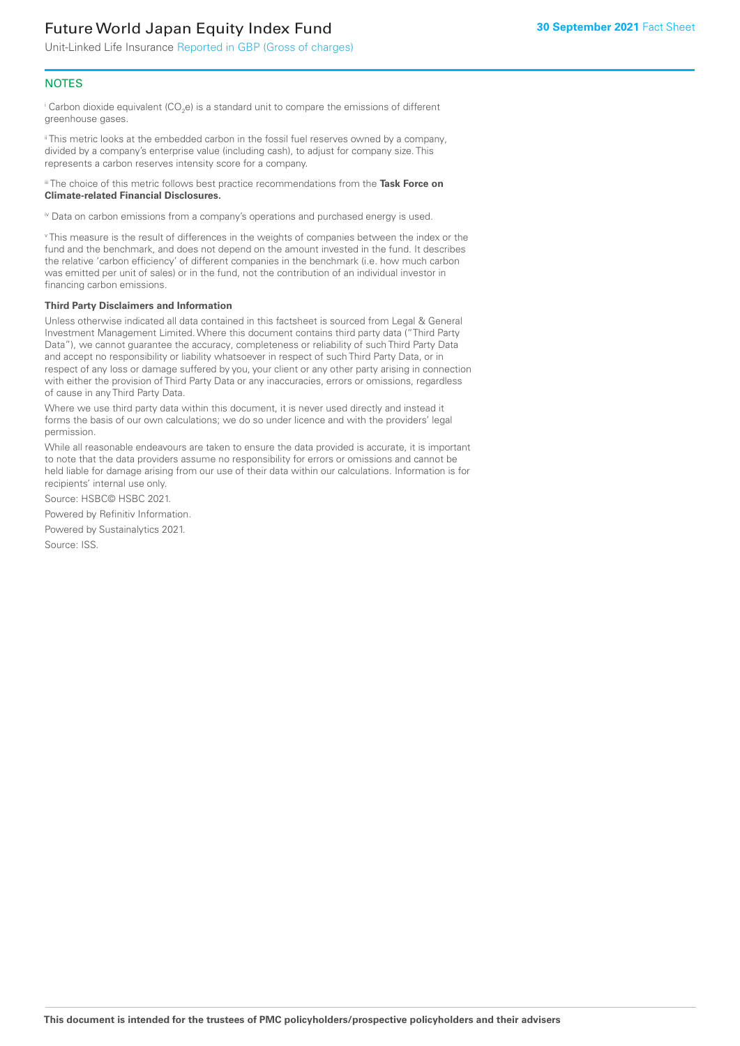## NOTES

[i] Carbon dioxide equivalent ($CO_2e$) is a standard unit to compare the emissions of different greenhouse gases.

[ii] This metric looks at the embedded carbon in the fossil fuel reserves owned by a company, divided by a company's enterprise value (including cash), to adjust for company size. This represents a carbon reserves intensity score for a company.

[iii] The choice of this metric follows best practice recommendations from the **Task Force on Climate-related Financial Disclosures.**

[iv] Data on carbon emissions from a company's operations and purchased energy is used.

[v] This measure is the result of differences in the weights of companies between the index or the fund and the benchmark, and does not depend on the amount invested in the fund. It describes the relative 'carbon efficiency' of different companies in the benchmark (i.e. how much carbon was emitted per unit of sales) or in the fund, not the contribution of an individual investor in financing carbon emissions.

**Third Party Disclaimers and Information**

Unless otherwise indicated all data contained in this factsheet is sourced from Legal & General Investment Management Limited. Where this document contains third party data ("Third Party Data"), we cannot guarantee the accuracy, completeness or reliability of such Third Party Data and accept no responsibility or liability whatsoever in respect of such Third Party Data, or in respect of any loss or damage suffered by you, your client or any other party arising in connection with either the provision of Third Party Data or any inaccuracies, errors or omissions, regardless of cause in any Third Party Data.

Where we use third party data within this document, it is never used directly and instead it forms the basis of our own calculations; we do so under licence and with the providers' legal permission.

While all reasonable endeavours are taken to ensure the data provided is accurate, it is important to note that the data providers assume no responsibility for errors or omissions and cannot be held liable for damage arising from our use of their data within our calculations. Information is for recipients' internal use only.

Source: HSBC© HSBC 2021.

Powered by Refinitiv Information.

Powered by Sustainalytics 2021.

Source: ISS.

**This document is intended for the trustees of PMC policyholders/prospective policyholders and their advisers**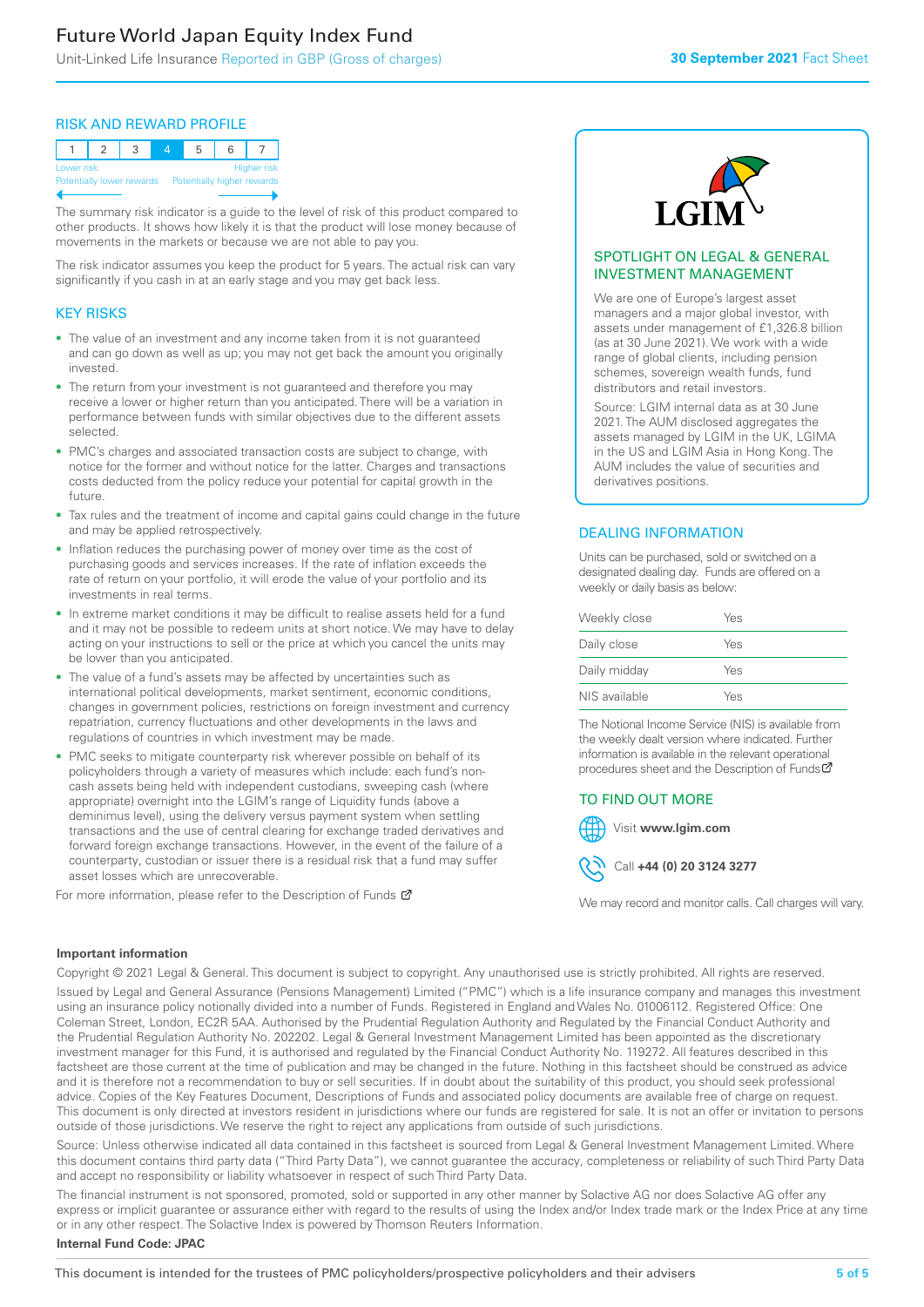# Future World Japan Equity Index Fund

Unit-Linked Life Insurance Reported in GBP (Gross of charges)

**30 September 2021** Fact Sheet

## RISK AND REWARD PROFILE

| 1 | 2 | 3 | 4 | 5 | 6 | 7 |
|---|---|---|---|---|---|---|

Lower risk — Higher risk

Potentially lower rewards — Potentially higher rewards

The summary risk indicator is a guide to the level of risk of this product compared to other products. It shows how likely it is that the product will lose money because of movements in the markets or because we are not able to pay you.

The risk indicator assumes you keep the product for 5 years. The actual risk can vary significantly if you cash in at an early stage and you may get back less.

## KEY RISKS

- The value of an investment and any income taken from it is not guaranteed and can go down as well as up; you may not get back the amount you originally invested.
- The return from your investment is not guaranteed and therefore you may receive a lower or higher return than you anticipated. There will be a variation in performance between funds with similar objectives due to the different assets selected.
- PMC's charges and associated transaction costs are subject to change, with notice for the former and without notice for the latter. Charges and transaction costs deducted from the policy reduce your potential for capital growth in the future.
- Tax rules and the treatment of income and capital gains could change in the future and may be applied retrospectively.
- Inflation reduces the purchasing power of money over time as the cost of purchasing goods and services increases. If the rate of inflation exceeds the rate of return on your portfolio, it will erode the value of your portfolio and its investments in real terms.
- In extreme market conditions it may be difficult to realise assets held for a fund and it may not be possible to redeem units at short notice. We may have to delay acting on your instructions to sell or the price at which you cancel the units may be lower than you anticipated.
- The value of a fund's assets may be affected by uncertainties such as international political developments, market sentiment, economic conditions, changes in government policies, restrictions on foreign investment and currency repatriation, currency fluctuations and other developments in the laws and regulations of countries in which investment may be made.
- PMC seeks to mitigate counterparty risk wherever possible on behalf of its policyholders through a variety of measures which include: each fund's non-cash assets being held with independent custodians, sweeping cash (where appropriate) overnight into the LGIM's range of Liquidity funds (above a deminimus level), using the delivery versus payment system when settling transactions and the use of central clearing for exchange traded derivatives and forward foreign exchange transactions. However, in the event of the failure of a counterparty, custodian or issuer there is a residual risk that a fund may suffer asset losses which are unrecoverable.

For more information, please refer to the Description of Funds

## SPOTLIGHT ON LEGAL & GENERAL INVESTMENT MANAGEMENT

We are one of Europe's largest asset managers and a major global investor, with assets under management of £1,326.8 billion (as at 30 June 2021). We work with a wide range of global clients, including pension schemes, sovereign wealth funds, fund distributors and retail investors.

Source: LGIM internal data as at 30 June 2021. The AUM disclosed aggregates the assets managed by LGIM in the UK, LGIMA in the US and LGIM Asia in Hong Kong. The AUM includes the value of securities and derivatives positions.

## DEALING INFORMATION

Units can be purchased, sold or switched on a designated dealing day. Funds are offered on a weekly or daily basis as below:

| | |
|---|---|
| Weekly close | Yes |
| Daily close | Yes |
| Daily midday | Yes |
| NIS available | Yes |

The Notional Income Service (NIS) is available from the weekly dealt version where indicated. Further information is available in the relevant operational procedures sheet and the Description of Funds

## TO FIND OUT MORE

Visit **www.lgim.com**

Call **+44 (0) 20 3124 3277**

We may record and monitor calls. Call charges will vary.

**Important information**

Copyright © 2021 Legal & General. This document is subject to copyright. Any unauthorised use is strictly prohibited. All rights are reserved.

Issued by Legal and General Assurance (Pensions Management) Limited ("PMC") which is a life insurance company and manages this investment using an insurance policy notionally divided into a number of Funds. Registered in England and Wales No. 01006112. Registered Office: One Coleman Street, London, EC2R 5AA. Authorised by the Prudential Regulation Authority and Regulated by the Financial Conduct Authority and the Prudential Regulation Authority No. 202202. Legal & General Investment Management Limited has been appointed as the discretionary investment manager for this Fund, it is authorised and regulated by the Financial Conduct Authority No. 119272. All features described in this factsheet are those current at the time of publication and may be changed in the future. Nothing in this factsheet should be construed as advice and it is therefore not a recommendation to buy or sell securities. If in doubt about the suitability of this product, you should seek professional advice. Copies of the Key Features Document, Descriptions of Funds and associated policy documents are available free of charge on request. This document is only directed at investors resident in jurisdictions where our funds are registered for sale. It is not an offer or invitation to persons outside of those jurisdictions. We reserve the right to reject any applications from outside of such jurisdictions.

Source: Unless otherwise indicated all data contained in this factsheet is sourced from Legal & General Investment Management Limited. Where this document contains third party data ("Third Party Data"), we cannot guarantee the accuracy, completeness or reliability of such Third Party Data and accept no responsibility or liability whatsoever in respect of such Third Party Data.

The financial instrument is not sponsored, promoted, sold or supported in any other manner by Solactive AG nor does Solactive AG offer any express or implicit guarantee or assurance either with regard to the results of using the Index and/or Index trade mark or the Index Price at any time or in any other respect. The Solactive Index is powered by Thomson Reuters Information.

**Internal Fund Code: JPAC**

This document is intended for the trustees of PMC policyholders/prospective policyholders and their advisers